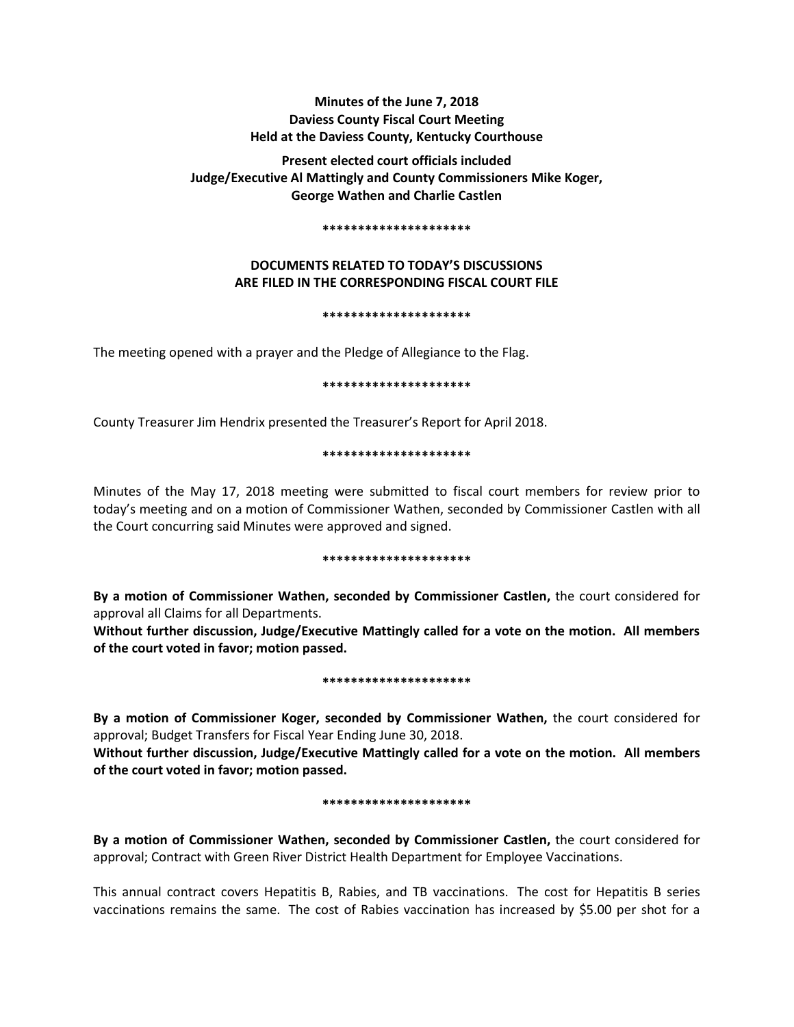**Minutes of the June 7, 2018**
**Daviess County Fiscal Court Meeting**
**Held at the Daviess County, Kentucky Courthouse**

**Present elected court officials included**
**Judge/Executive Al Mattingly and County Commissioners Mike Koger, George Wathen and Charlie Castlen**

*********************

**DOCUMENTS RELATED TO TODAY'S DISCUSSIONS ARE FILED IN THE CORRESPONDING FISCAL COURT FILE**

*********************

The meeting opened with a prayer and the Pledge of Allegiance to the Flag.

*********************

County Treasurer Jim Hendrix presented the Treasurer's Report for April 2018.

*********************

Minutes of the May 17, 2018 meeting were submitted to fiscal court members for review prior to today's meeting and on a motion of Commissioner Wathen, seconded by Commissioner Castlen with all the Court concurring said Minutes were approved and signed.

*********************

**By a motion of Commissioner Wathen, seconded by Commissioner Castlen,** the court considered for approval all Claims for all Departments.

**Without further discussion, Judge/Executive Mattingly called for a vote on the motion. All members of the court voted in favor; motion passed.**

*********************

**By a motion of Commissioner Koger, seconded by Commissioner Wathen,** the court considered for approval; Budget Transfers for Fiscal Year Ending June 30, 2018.

**Without further discussion, Judge/Executive Mattingly called for a vote on the motion. All members of the court voted in favor; motion passed.**

*********************

**By a motion of Commissioner Wathen, seconded by Commissioner Castlen,** the court considered for approval; Contract with Green River District Health Department for Employee Vaccinations.

This annual contract covers Hepatitis B, Rabies, and TB vaccinations. The cost for Hepatitis B series vaccinations remains the same. The cost of Rabies vaccination has increased by $5.00 per shot for a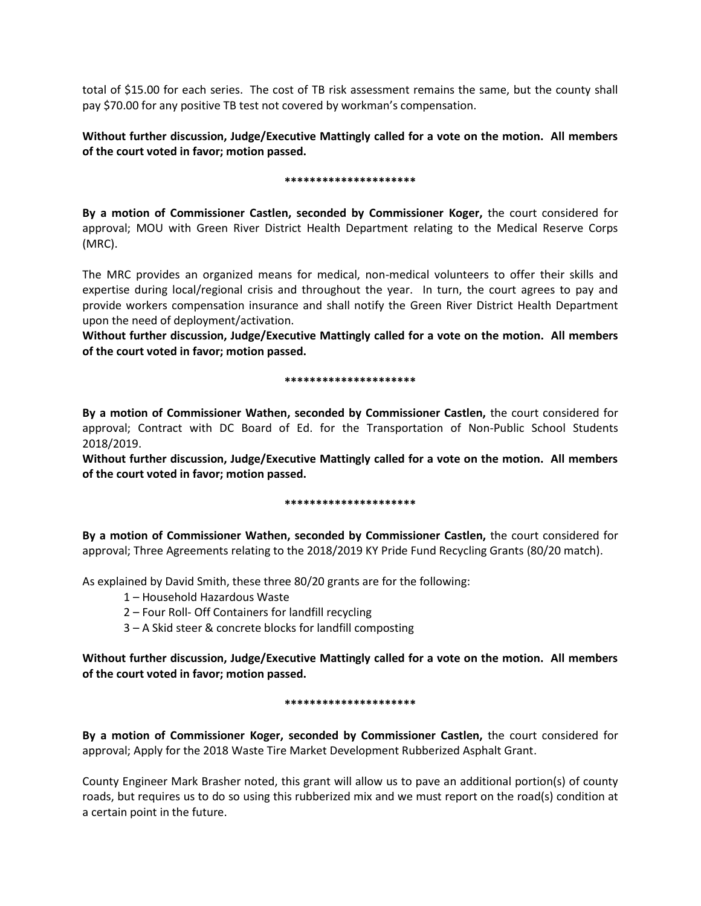total of $15.00 for each series. The cost of TB risk assessment remains the same, but the county shall pay $70.00 for any positive TB test not covered by workman's compensation.

**Without further discussion, Judge/Executive Mattingly called for a vote on the motion. All members of the court voted in favor; motion passed.**

**********************

**By a motion of Commissioner Castlen, seconded by Commissioner Koger,** the court considered for approval; MOU with Green River District Health Department relating to the Medical Reserve Corps (MRC).

The MRC provides an organized means for medical, non-medical volunteers to offer their skills and expertise during local/regional crisis and throughout the year. In turn, the court agrees to pay and provide workers compensation insurance and shall notify the Green River District Health Department upon the need of deployment/activation.

**Without further discussion, Judge/Executive Mattingly called for a vote on the motion. All members of the court voted in favor; motion passed.**

**********************

**By a motion of Commissioner Wathen, seconded by Commissioner Castlen,** the court considered for approval; Contract with DC Board of Ed. for the Transportation of Non-Public School Students 2018/2019.

**Without further discussion, Judge/Executive Mattingly called for a vote on the motion. All members of the court voted in favor; motion passed.**

**********************

**By a motion of Commissioner Wathen, seconded by Commissioner Castlen,** the court considered for approval; Three Agreements relating to the 2018/2019 KY Pride Fund Recycling Grants (80/20 match).

As explained by David Smith, these three 80/20 grants are for the following:

1 – Household Hazardous Waste
2 – Four Roll- Off Containers for landfill recycling
3 – A Skid steer & concrete blocks for landfill composting

**Without further discussion, Judge/Executive Mattingly called for a vote on the motion. All members of the court voted in favor; motion passed.**

**********************

**By a motion of Commissioner Koger, seconded by Commissioner Castlen,** the court considered for approval; Apply for the 2018 Waste Tire Market Development Rubberized Asphalt Grant.

County Engineer Mark Brasher noted, this grant will allow us to pave an additional portion(s) of county roads, but requires us to do so using this rubberized mix and we must report on the road(s) condition at a certain point in the future.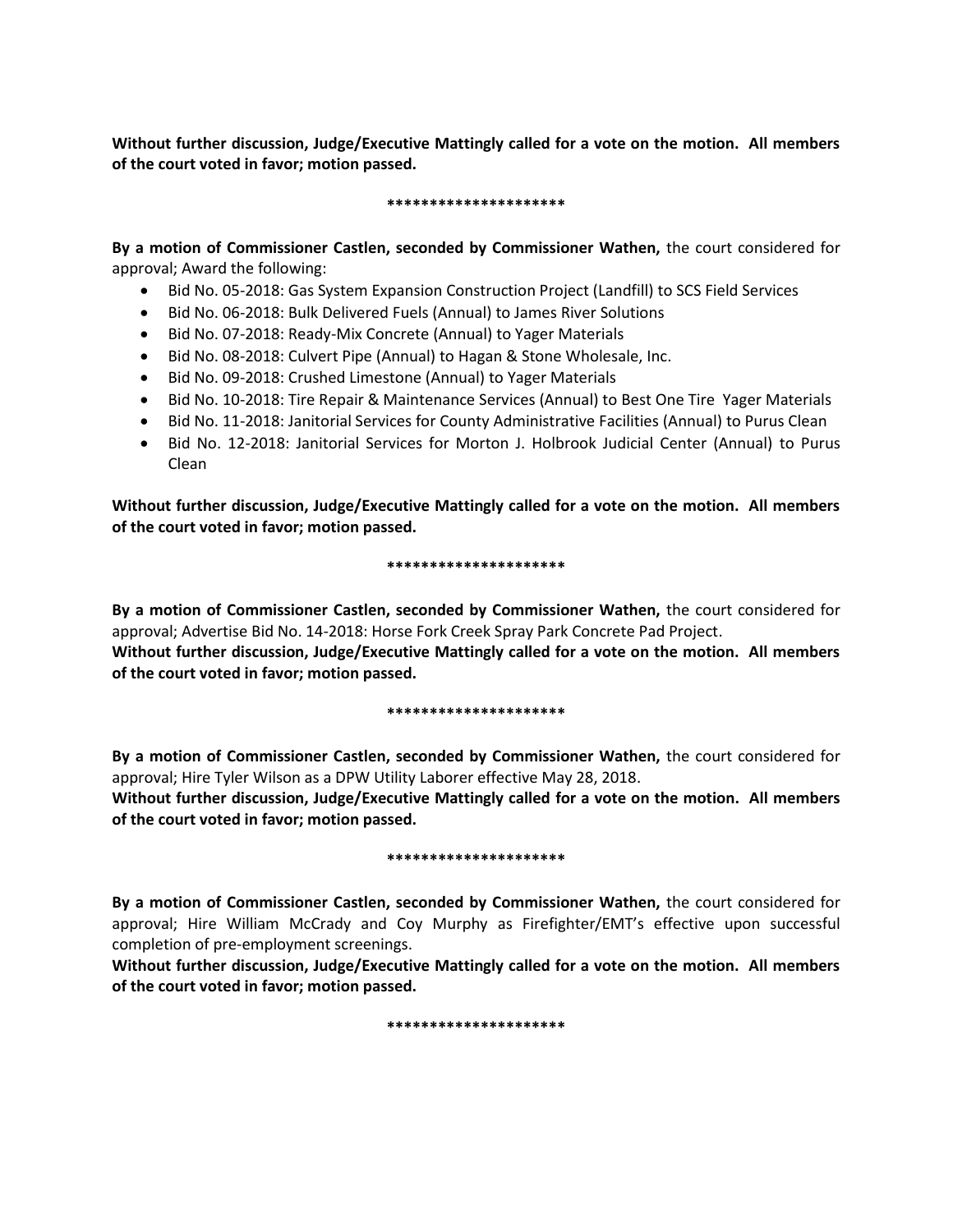**Without further discussion, Judge/Executive Mattingly called for a vote on the motion. All members of the court voted in favor; motion passed.**

**********************

**By a motion of Commissioner Castlen, seconded by Commissioner Wathen,** the court considered for approval; Award the following:

- Bid No. 05-2018: Gas System Expansion Construction Project (Landfill) to SCS Field Services
- Bid No. 06-2018: Bulk Delivered Fuels (Annual) to James River Solutions
- Bid No. 07-2018: Ready-Mix Concrete (Annual) to Yager Materials
- Bid No. 08-2018: Culvert Pipe (Annual) to Hagan & Stone Wholesale, Inc.
- Bid No. 09-2018: Crushed Limestone (Annual) to Yager Materials
- Bid No. 10-2018: Tire Repair & Maintenance Services (Annual) to Best One Tire Yager Materials
- Bid No. 11-2018: Janitorial Services for County Administrative Facilities (Annual) to Purus Clean
- Bid No. 12-2018: Janitorial Services for Morton J. Holbrook Judicial Center (Annual) to Purus Clean

**Without further discussion, Judge/Executive Mattingly called for a vote on the motion. All members of the court voted in favor; motion passed.**

**********************

**By a motion of Commissioner Castlen, seconded by Commissioner Wathen,** the court considered for approval; Advertise Bid No. 14-2018: Horse Fork Creek Spray Park Concrete Pad Project.
**Without further discussion, Judge/Executive Mattingly called for a vote on the motion. All members of the court voted in favor; motion passed.**

**********************

**By a motion of Commissioner Castlen, seconded by Commissioner Wathen,** the court considered for approval; Hire Tyler Wilson as a DPW Utility Laborer effective May 28, 2018.
**Without further discussion, Judge/Executive Mattingly called for a vote on the motion. All members of the court voted in favor; motion passed.**

**********************

**By a motion of Commissioner Castlen, seconded by Commissioner Wathen,** the court considered for approval; Hire William McCrady and Coy Murphy as Firefighter/EMT's effective upon successful completion of pre-employment screenings.
**Without further discussion, Judge/Executive Mattingly called for a vote on the motion. All members of the court voted in favor; motion passed.**

**********************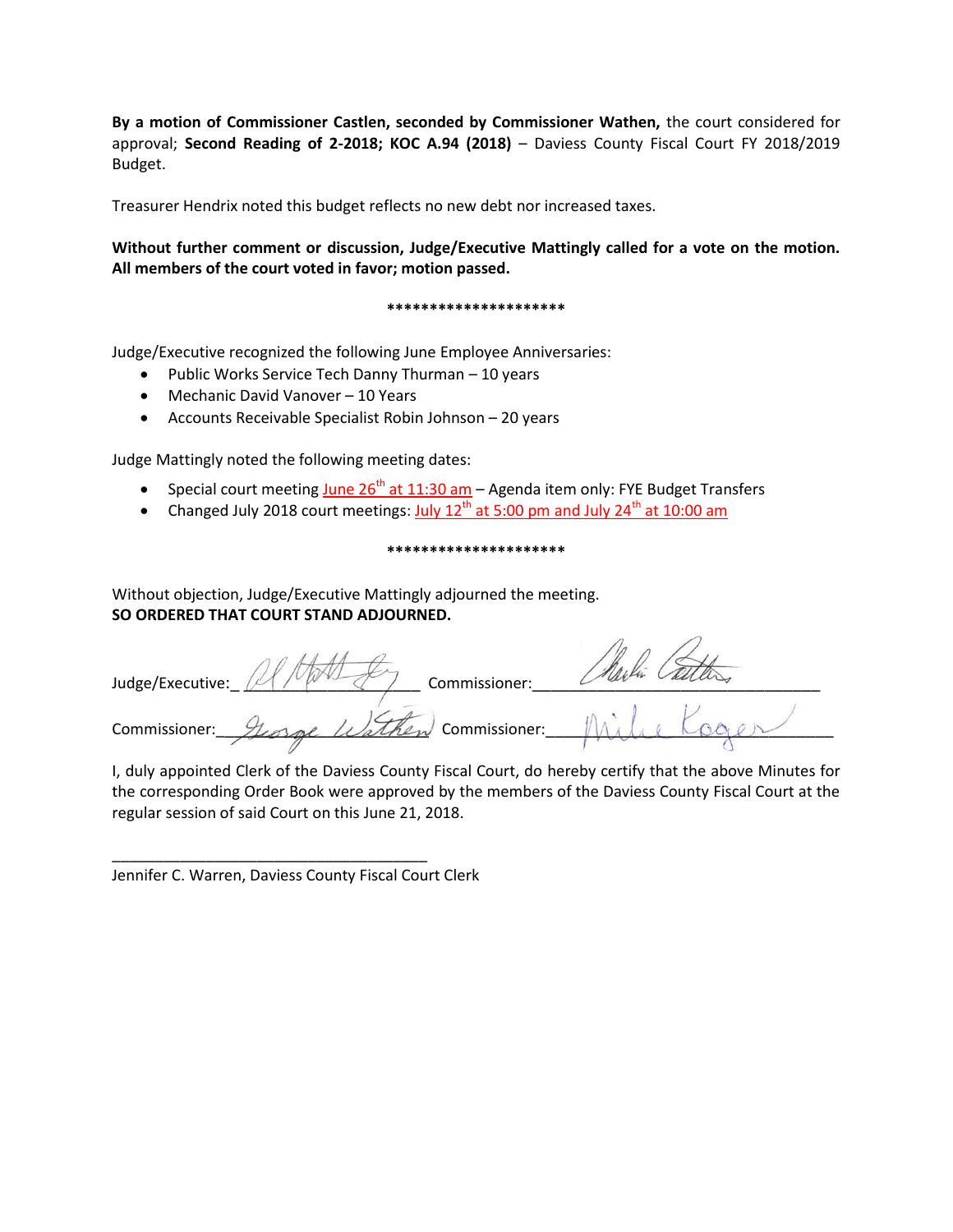**By a motion of Commissioner Castlen, seconded by Commissioner Wathen,** the court considered for approval; **Second Reading of 2-2018; KOC A.94 (2018)** – Daviess County Fiscal Court FY 2018/2019 Budget.

Treasurer Hendrix noted this budget reflects no new debt nor increased taxes.

**Without further comment or discussion, Judge/Executive Mattingly called for a vote on the motion. All members of the court voted in favor; motion passed.**

**********************

Judge/Executive recognized the following June Employee Anniversaries:

- Public Works Service Tech Danny Thurman – 10 years
- Mechanic David Vanover – 10 Years
- Accounts Receivable Specialist Robin Johnson – 20 years

Judge Mattingly noted the following meeting dates:

- Special court meeting June 26th at 11:30 am – Agenda item only: FYE Budget Transfers
- Changed July 2018 court meetings: July 12th at 5:00 pm and July 24th at 10:00 am

**********************

Without objection, Judge/Executive Mattingly adjourned the meeting.
**SO ORDERED THAT COURT STAND ADJOURNED.**

Judge/Executive:\_\_\_\_\_\_\_\_\_\_\_\_\_\_\_\_ Commissioner:\_\_\_\_\_\_\_\_\_\_\_\_\_\_\_\_

Commissioner:\_\_\_\_\_\_\_\_\_\_\_\_\_\_\_\_ Commissioner:\_\_\_\_\_\_\_\_\_\_\_\_\_\_\_\_

I, duly appointed Clerk of the Daviess County Fiscal Court, do hereby certify that the above Minutes for the corresponding Order Book were approved by the members of the Daviess County Fiscal Court at the regular session of said Court on this June 21, 2018.

\_\_\_\_\_\_\_\_\_\_\_\_\_\_\_\_\_\_\_\_\_\_\_\_\_\_\_\_\_\_\_\_\_\_\_\_
Jennifer C. Warren, Daviess County Fiscal Court Clerk